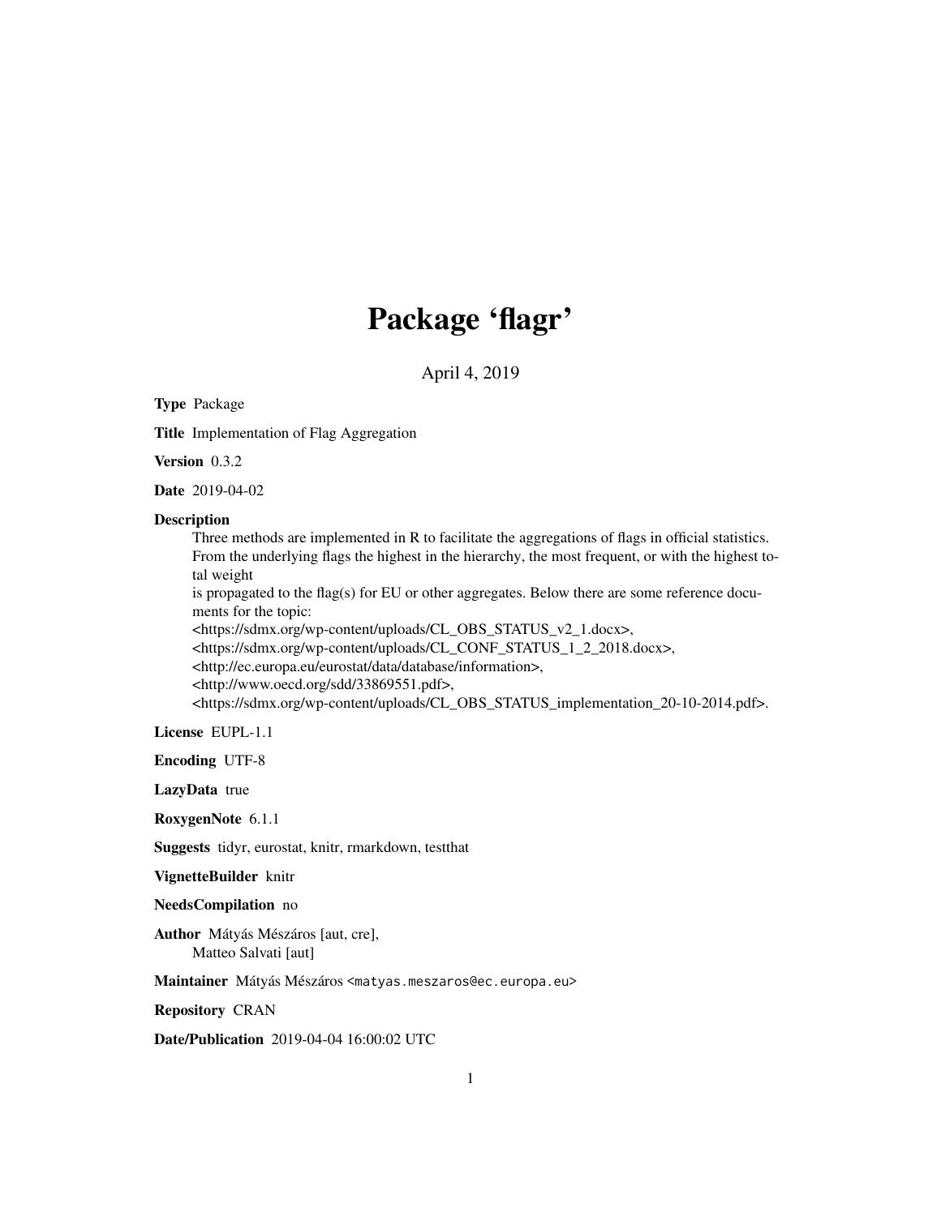# Package 'flagr'

April 4, 2019

**Type** Package

**Title** Implementation of Flag Aggregation

**Version** 0.3.2

**Date** 2019-04-02

**Description**

Three methods are implemented in R to facilitate the aggregations of flags in official statistics. From the underlying flags the highest in the hierarchy, the most frequent, or with the highest total weight
is propagated to the flag(s) for EU or other aggregates. Below there are some reference documents for the topic:
<https://sdmx.org/wp-content/uploads/CL_OBS_STATUS_v2_1.docx>,
<https://sdmx.org/wp-content/uploads/CL_CONF_STATUS_1_2_2018.docx>,
<http://ec.europa.eu/eurostat/data/database/information>,
<http://www.oecd.org/sdd/33869551.pdf>,
<https://sdmx.org/wp-content/uploads/CL_OBS_STATUS_implementation_20-10-2014.pdf>.

**License** EUPL-1.1

**Encoding** UTF-8

**LazyData** true

**RoxygenNote** 6.1.1

**Suggests** tidyr, eurostat, knitr, rmarkdown, testthat

**VignetteBuilder** knitr

**NeedsCompilation** no

**Author** Mátyás Mészáros [aut, cre],
Matteo Salvati [aut]

**Maintainer** Mátyás Mészáros <matyas.meszaros@ec.europa.eu>

**Repository** CRAN

**Date/Publication** 2019-04-04 16:00:02 UTC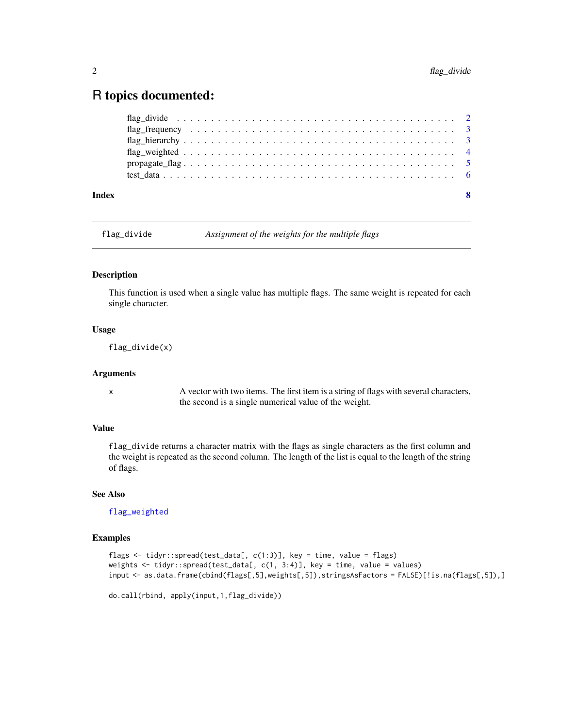# R topics documented:

- flag_divide . . . . . . . . . . . . . . . . . . . . . . . . . . . . . . . . . . . . . . . . 2
- flag_frequency . . . . . . . . . . . . . . . . . . . . . . . . . . . . . . . . . . . . . . 3
- flag_hierarchy . . . . . . . . . . . . . . . . . . . . . . . . . . . . . . . . . . . . . . 3
- flag_weighted . . . . . . . . . . . . . . . . . . . . . . . . . . . . . . . . . . . . . . 4
- propagate_flag . . . . . . . . . . . . . . . . . . . . . . . . . . . . . . . . . . . . . . 5
- test_data . . . . . . . . . . . . . . . . . . . . . . . . . . . . . . . . . . . . . . . . 6

**Index** **8**

---

## flag_divide — *Assignment of the weights for the multiple flags*

### Description

This function is used when a single value has multiple flags. The same weight is repeated for each single character.

### Usage

```
flag_divide(x)
```

### Arguments

| | |
|---|---|
| x | A vector with two items. The first item is a string of flags with several characters, the second is a single numerical value of the weight. |

### Value

`flag_divide` returns a character matrix with the flags as single characters as the first column and the weight is repeated as the second column. The length of the list is equal to the length of the string of flags.

### See Also

`flag_weighted`

### Examples

```
flags <- tidyr::spread(test_data[, c(1:3)], key = time, value = flags)
weights <- tidyr::spread(test_data[, c(1, 3:4)], key = time, value = values)
input <- as.data.frame(cbind(flags[,5],weights[,5]),stringsAsFactors = FALSE)[!is.na(flags[,5]),]

do.call(rbind, apply(input,1,flag_divide))
```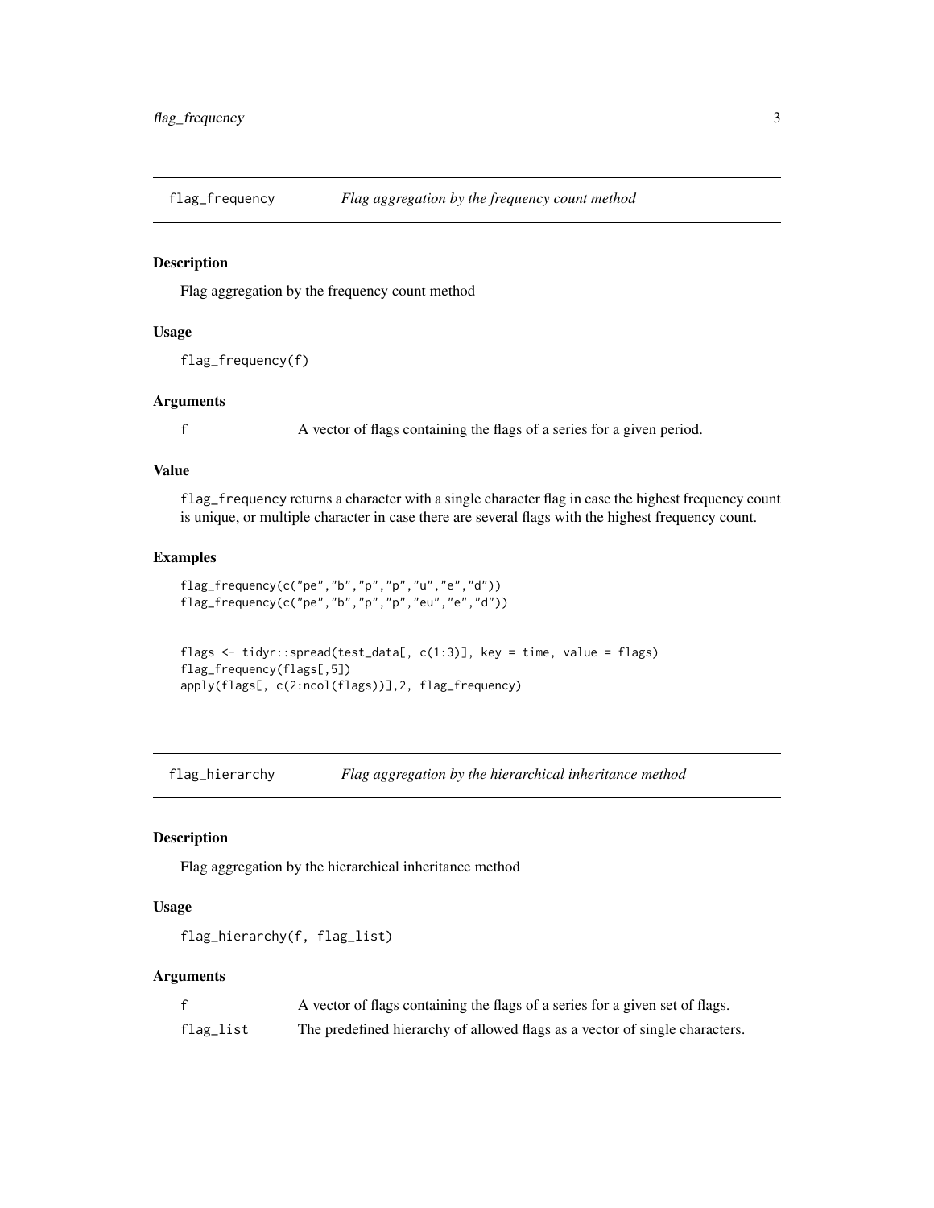## flag_frequency — *Flag aggregation by the frequency count method*

### Description

Flag aggregation by the frequency count method

### Usage

```
flag_frequency(f)
```

### Arguments

| | |
|---|---|
| f | A vector of flags containing the flags of a series for a given period. |

### Value

`flag_frequency` returns a character with a single character flag in case the highest frequency count is unique, or multiple character in case there are several flags with the highest frequency count.

### Examples

```
flag_frequency(c("pe","b","p","p","u","e","d"))
flag_frequency(c("pe","b","p","p","eu","e","d"))


flags <- tidyr::spread(test_data[, c(1:3)], key = time, value = flags)
flag_frequency(flags[,5])
apply(flags[, c(2:ncol(flags))],2, flag_frequency)
```

## flag_hierarchy — *Flag aggregation by the hierarchical inheritance method*

### Description

Flag aggregation by the hierarchical inheritance method

### Usage

```
flag_hierarchy(f, flag_list)
```

### Arguments

| | |
|---|---|
| f | A vector of flags containing the flags of a series for a given set of flags. |
| flag_list | The predefined hierarchy of allowed flags as a vector of single characters. |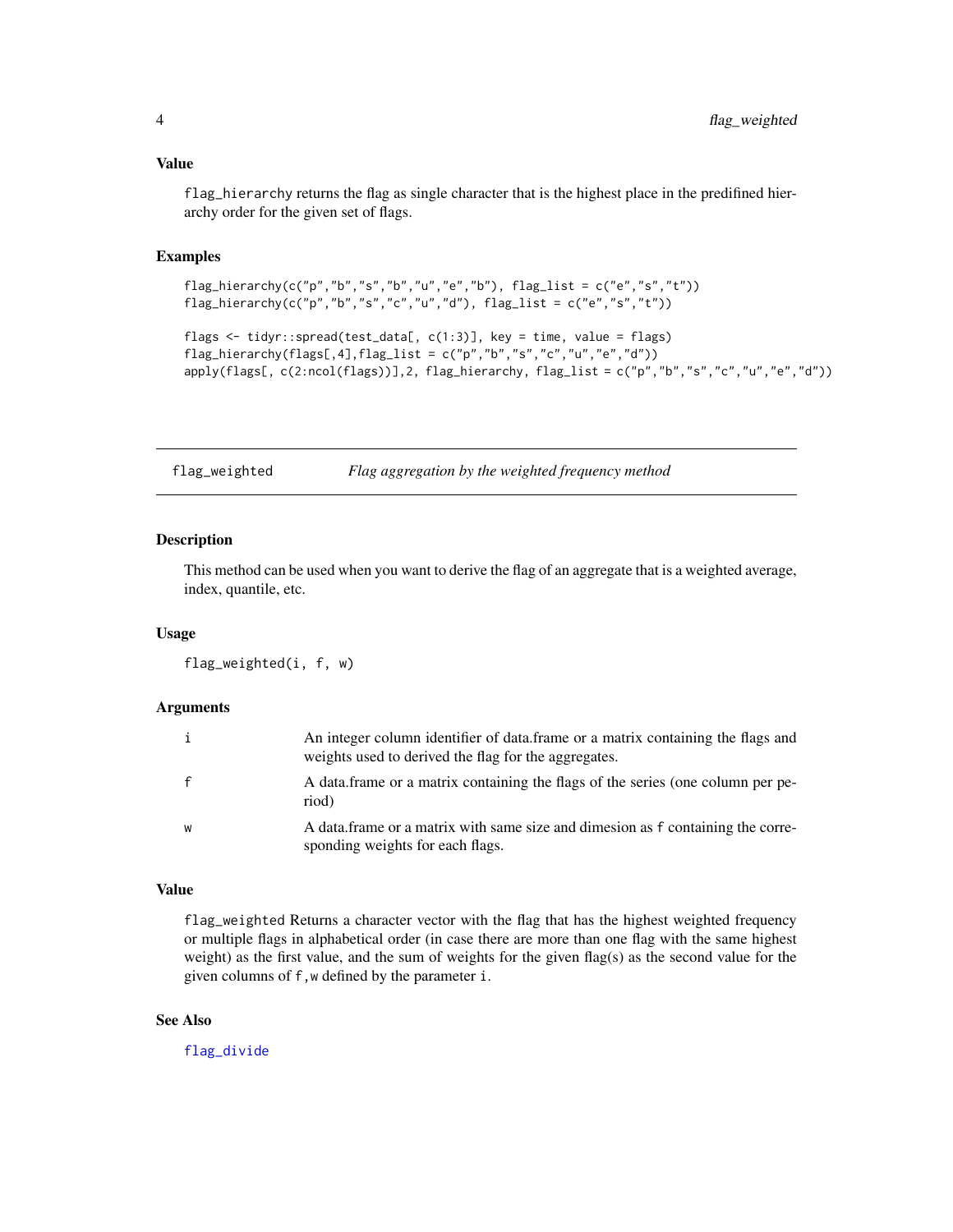### Value

`flag_hierarchy` returns the flag as single character that is the highest place in the predifined hierarchy order for the given set of flags.

### Examples

```
flag_hierarchy(c("p","b","s","b","u","e","b"), flag_list = c("e","s","t"))
flag_hierarchy(c("p","b","s","c","u","d"), flag_list = c("e","s","t"))

flags <- tidyr::spread(test_data[, c(1:3)], key = time, value = flags)
flag_hierarchy(flags[,4],flag_list = c("p","b","s","c","u","e","d"))
apply(flags[, c(2:ncol(flags))],2, flag_hierarchy, flag_list = c("p","b","s","c","u","e","d"))
```

---

## flag_weighted — *Flag aggregation by the weighted frequency method*

---

### Description

This method can be used when you want to derive the flag of an aggregate that is a weighted average, index, quantile, etc.

### Usage

```
flag_weighted(i, f, w)
```

### Arguments

| | |
|---|---|
| i | An integer column identifier of data.frame or a matrix containing the flags and weights used to derived the flag for the aggregates. |
| f | A data.frame or a matrix containing the flags of the series (one column per period) |
| w | A data.frame or a matrix with same size and dimesion as f containing the corresponding weights for each flags. |

### Value

`flag_weighted` Returns a character vector with the flag that has the highest weighted frequency or multiple flags in alphabetical order (in case there are more than one flag with the same highest weight) as the first value, and the sum of weights for the given flag(s) as the second value for the given columns of `f,w` defined by the parameter `i`.

### See Also

`flag_divide`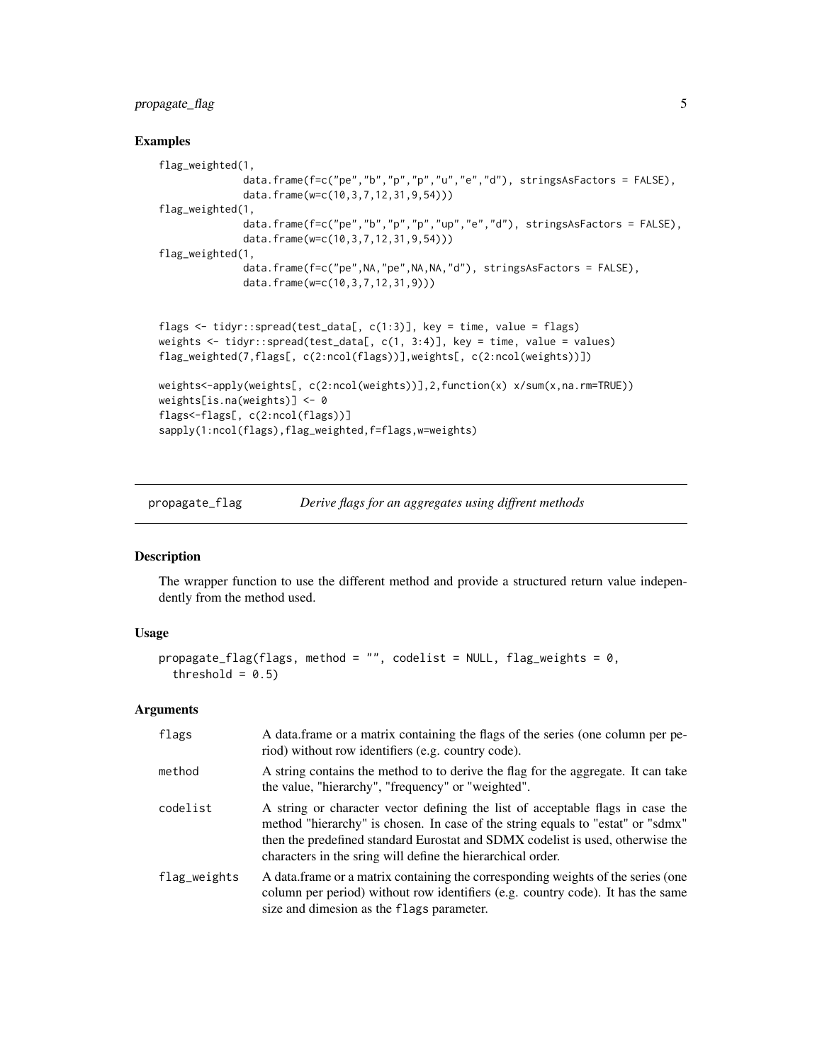## Examples

```
flag_weighted(1,
             data.frame(f=c("pe","b","p","p","u","e","d"), stringsAsFactors = FALSE),
             data.frame(w=c(10,3,7,12,31,9,54)))
flag_weighted(1,
             data.frame(f=c("pe","b","p","p","up","e","d"), stringsAsFactors = FALSE),
             data.frame(w=c(10,3,7,12,31,9,54)))
flag_weighted(1,
             data.frame(f=c("pe",NA,"pe",NA,NA,"d"), stringsAsFactors = FALSE),
             data.frame(w=c(10,3,7,12,31,9)))


flags <- tidyr::spread(test_data[, c(1:3)], key = time, value = flags)
weights <- tidyr::spread(test_data[, c(1, 3:4)], key = time, value = values)
flag_weighted(7,flags[, c(2:ncol(flags))],weights[, c(2:ncol(weights))])

weights<-apply(weights[, c(2:ncol(weights))],2,function(x) x/sum(x,na.rm=TRUE))
weights[is.na(weights)] <- 0
flags<-flags[, c(2:ncol(flags))]
sapply(1:ncol(flags),flag_weighted,f=flags,w=weights)
```

---

# propagate_flag — *Derive flags for an aggregates using diffrent methods*

## Description

The wrapper function to use the different method and provide a structured return value independently from the method used.

## Usage

```
propagate_flag(flags, method = "", codelist = NULL, flag_weights = 0,
  threshold = 0.5)
```

## Arguments

| | |
|---|---|
| `flags` | A data.frame or a matrix containing the flags of the series (one column per period) without row identifiers (e.g. country code). |
| `method` | A string contains the method to to derive the flag for the aggregate. It can take the value, "hierarchy", "frequency" or "weighted". |
| `codelist` | A string or character vector defining the list of acceptable flags in case the method "hierarchy" is chosen. In case of the string equals to "estat" or "sdmx" then the predefined standard Eurostat and SDMX codelist is used, otherwise the characters in the sring will define the hierarchical order. |
| `flag_weights` | A data.frame or a matrix containing the corresponding weights of the series (one column per period) without row identifiers (e.g. country code). It has the same size and dimesion as the `flags` parameter. |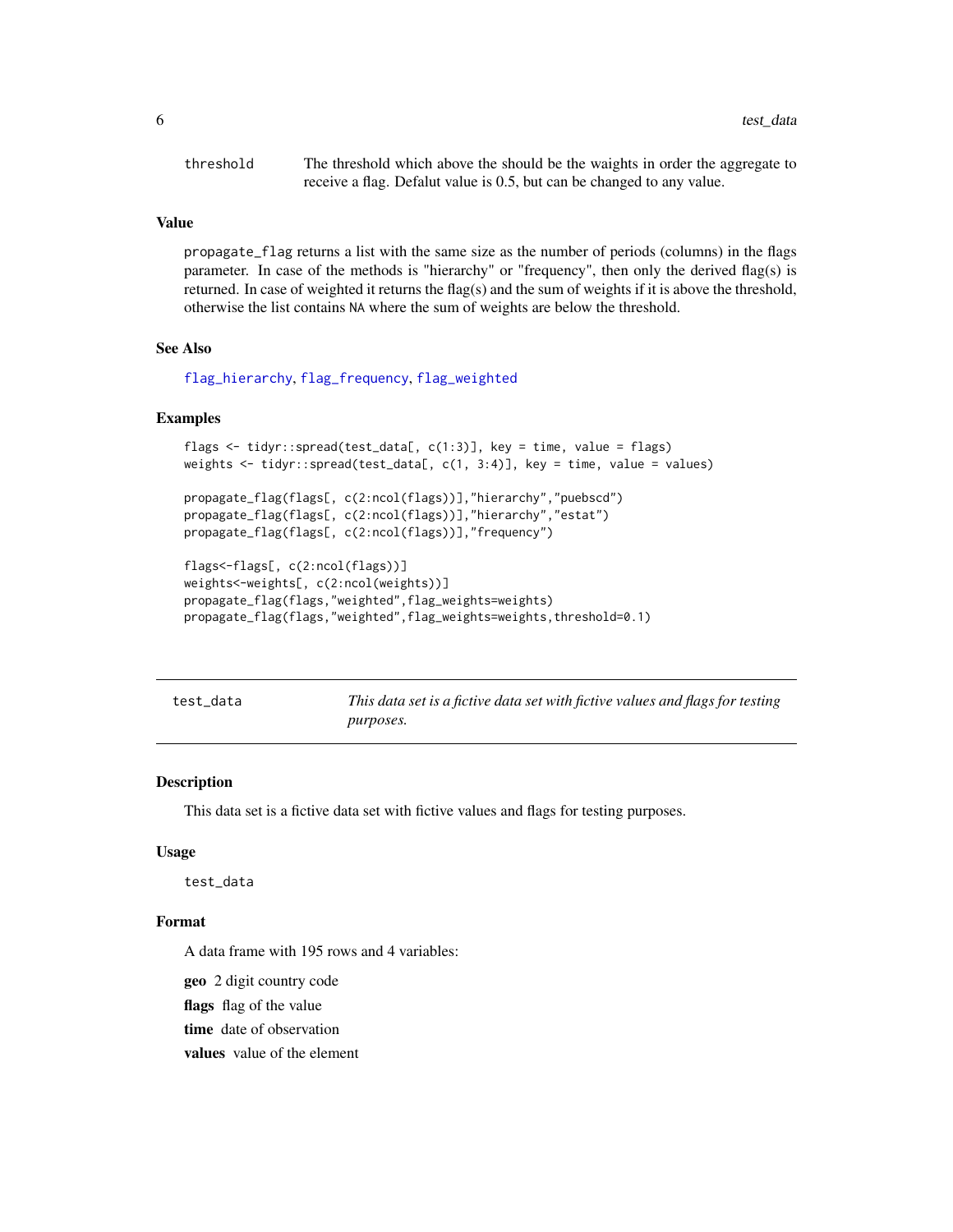threshold    The threshold which above the should be the waights in order the aggregate to receive a flag. Defalut value is 0.5, but can be changed to any value.

### Value

propagate_flag returns a list with the same size as the number of periods (columns) in the flags parameter. In case of the methods is "hierarchy" or "frequency", then only the derived flag(s) is returned. In case of weighted it returns the flag(s) and the sum of weights if it is above the threshold, otherwise the list contains NA where the sum of weights are below the threshold.

### See Also

flag_hierarchy, flag_frequency, flag_weighted

### Examples

```
flags <- tidyr::spread(test_data[, c(1:3)], key = time, value = flags)
weights <- tidyr::spread(test_data[, c(1, 3:4)], key = time, value = values)

propagate_flag(flags[, c(2:ncol(flags))],"hierarchy","puebscd")
propagate_flag(flags[, c(2:ncol(flags))],"hierarchy","estat")
propagate_flag(flags[, c(2:ncol(flags))],"frequency")

flags<-flags[, c(2:ncol(flags))]
weights<-weights[, c(2:ncol(weights))]
propagate_flag(flags,"weighted",flag_weights=weights)
propagate_flag(flags,"weighted",flag_weights=weights,threshold=0.1)
```

---

## test_data    *This data set is a fictive data set with fictive values and flags for testing purposes.*

---

### Description

This data set is a fictive data set with fictive values and flags for testing purposes.

### Usage

```
test_data
```

### Format

A data frame with 195 rows and 4 variables:

**geo** 2 digit country code

**flags** flag of the value

**time** date of observation

**values** value of the element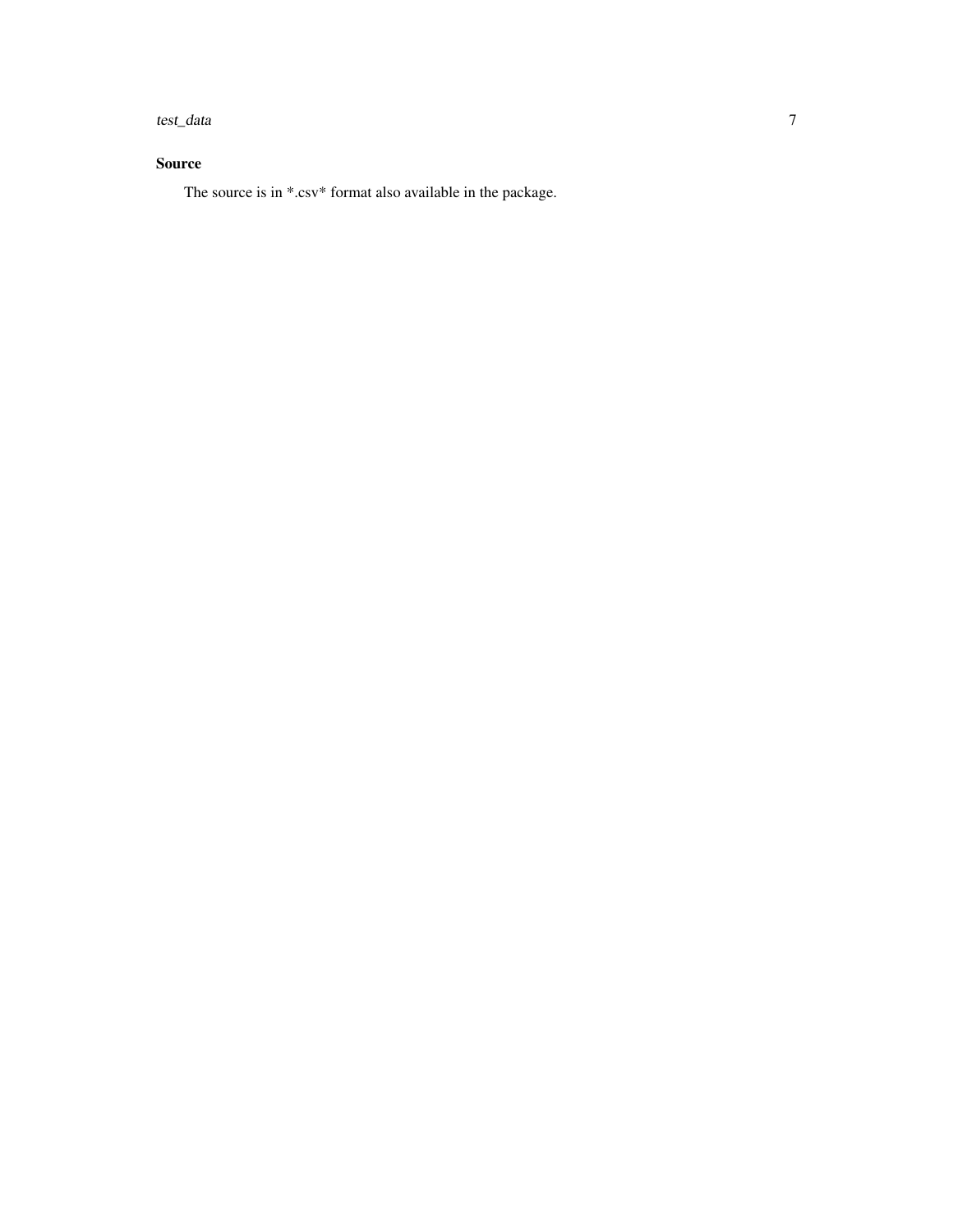### Source

The source is in *.csv* format also available in the package.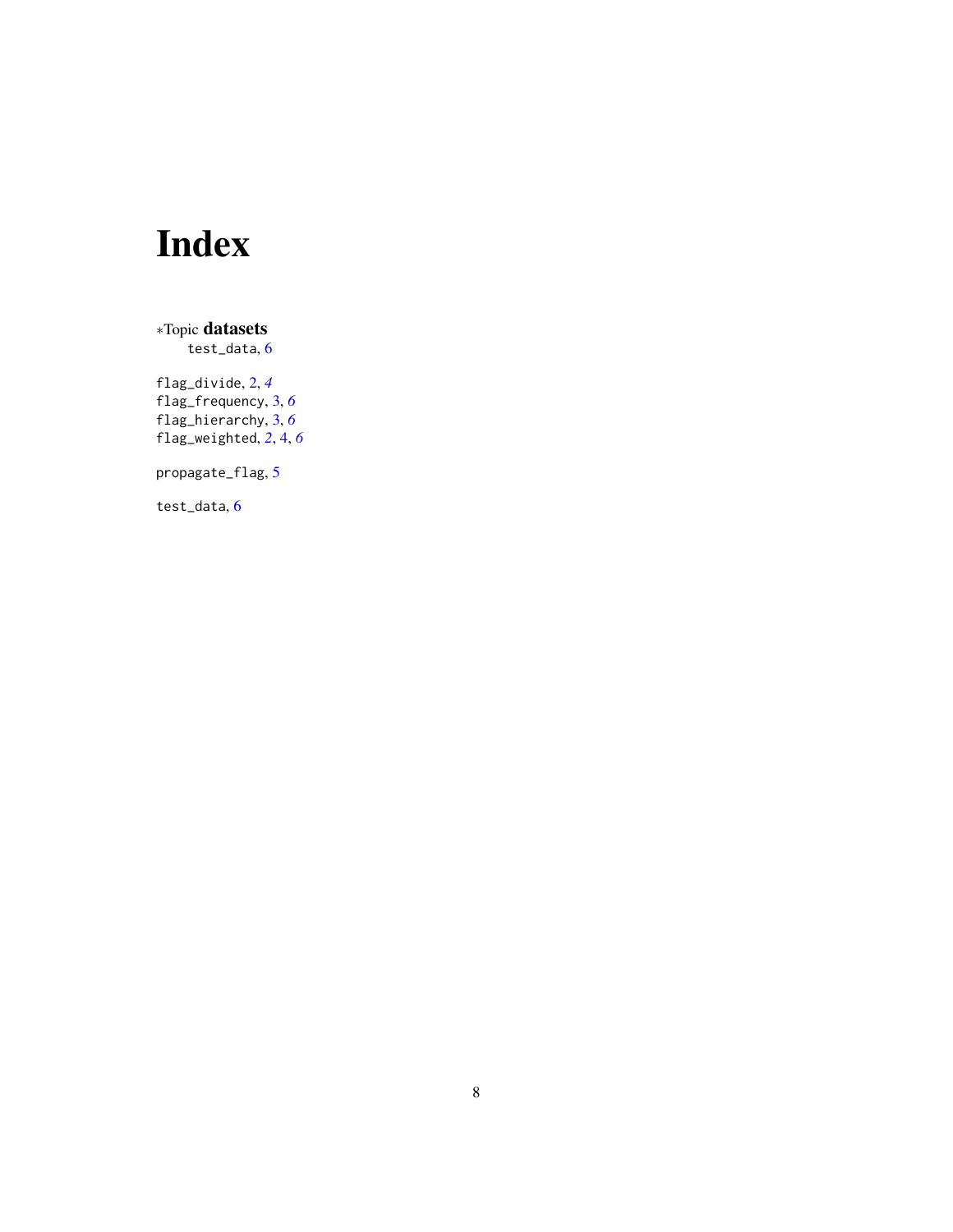# Index

∗Topic **datasets**
    test_data, 6

flag_divide, 2, *4*
flag_frequency, 3, *6*
flag_hierarchy, 3, *6*
flag_weighted, *2*, 4, *6*

propagate_flag, 5

test_data, 6